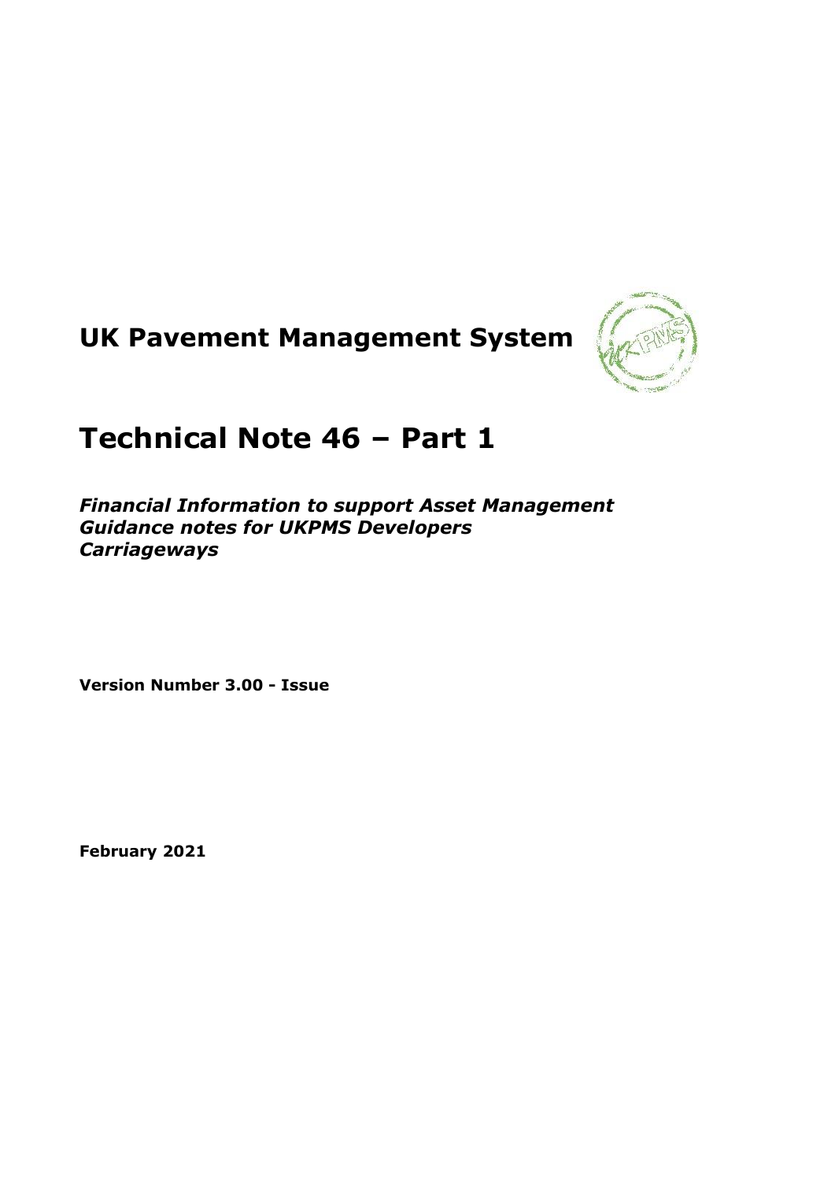# UK Pavement Management System

# Technical Note 46 – Part 1

***Financial Information to support Asset Management***
***Guidance notes for UKPMS Developers***
***Carriageways***

**Version Number 3.00 - Issue**

**February 2021**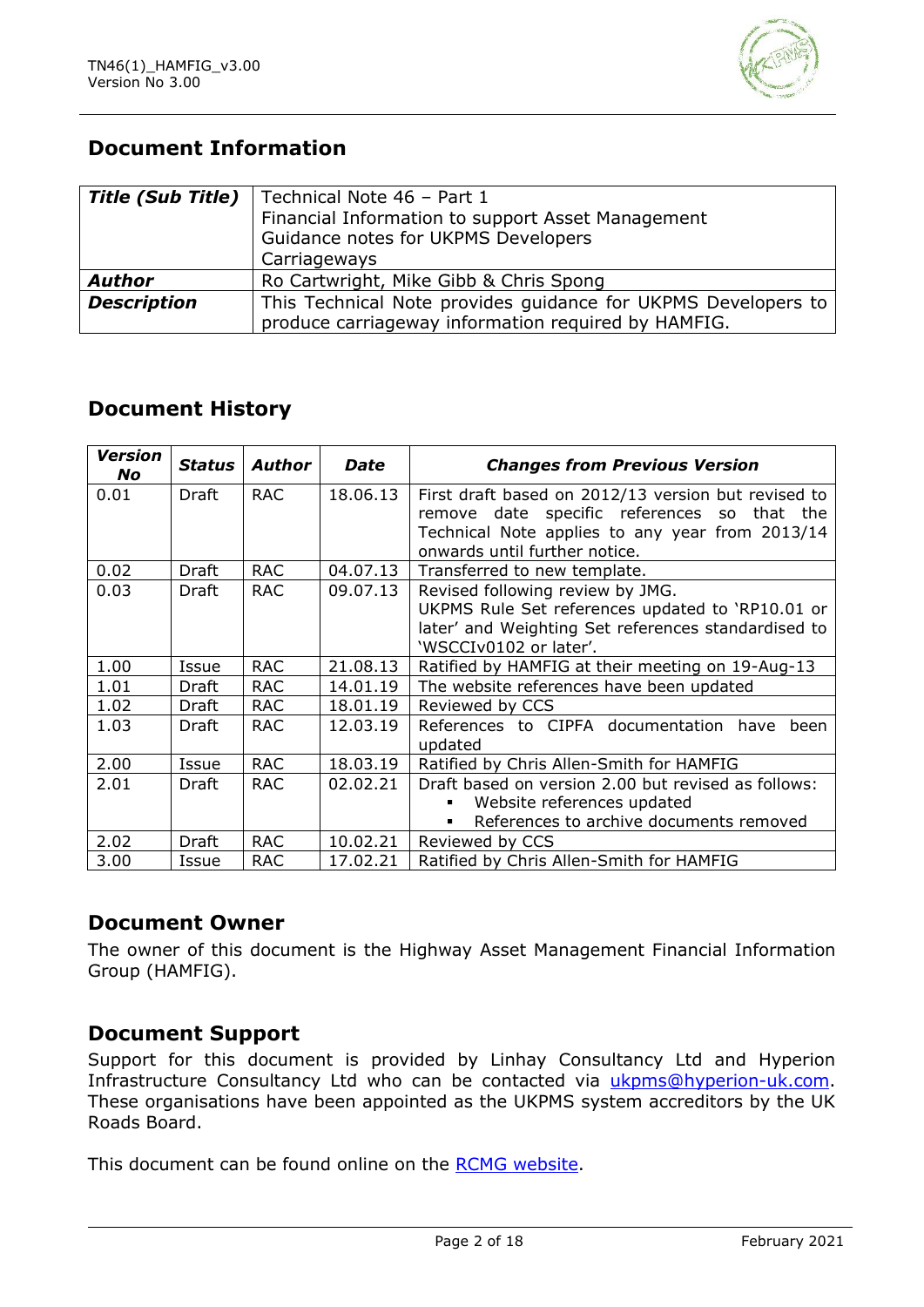## Document Information

| *Title (Sub Title)* | Technical Note 46 – Part 1<br>Financial Information to support Asset Management<br>Guidance notes for UKPMS Developers<br>Carriageways |
|---|---|
| ***Author*** | Ro Cartwright, Mike Gibb & Chris Spong |
| ***Description*** | This Technical Note provides guidance for UKPMS Developers to produce carriageway information required by HAMFIG. |

## Document History

| *Version No* | *Status* | *Author* | *Date* | *Changes from Previous Version* |
|---|---|---|---|---|
| 0.01 | Draft | RAC | 18.06.13 | First draft based on 2012/13 version but revised to remove date specific references so that the Technical Note applies to any year from 2013/14 onwards until further notice. |
| 0.02 | Draft | RAC | 04.07.13 | Transferred to new template. |
| 0.03 | Draft | RAC | 09.07.13 | Revised following review by JMG.<br>UKPMS Rule Set references updated to 'RP10.01 or later' and Weighting Set references standardised to 'WSCCIv0102 or later'. |
| 1.00 | Issue | RAC | 21.08.13 | Ratified by HAMFIG at their meeting on 19-Aug-13 |
| 1.01 | Draft | RAC | 14.01.19 | The website references have been updated |
| 1.02 | Draft | RAC | 18.01.19 | Reviewed by CCS |
| 1.03 | Draft | RAC | 12.03.19 | References to CIPFA documentation have been updated |
| 2.00 | Issue | RAC | 18.03.19 | Ratified by Chris Allen-Smith for HAMFIG |
| 2.01 | Draft | RAC | 02.02.21 | Draft based on version 2.00 but revised as follows:<br>▪ Website references updated<br>▪ References to archive documents removed |
| 2.02 | Draft | RAC | 10.02.21 | Reviewed by CCS |
| 3.00 | Issue | RAC | 17.02.21 | Ratified by Chris Allen-Smith for HAMFIG |

## Document Owner

The owner of this document is the Highway Asset Management Financial Information Group (HAMFIG).

## Document Support

Support for this document is provided by Linhay Consultancy Ltd and Hyperion Infrastructure Consultancy Ltd who can be contacted via [ukpms@hyperion-uk.com](mailto:ukpms@hyperion-uk.com). These organisations have been appointed as the UKPMS system accreditors by the UK Roads Board.

This document can be found online on the RCMG website.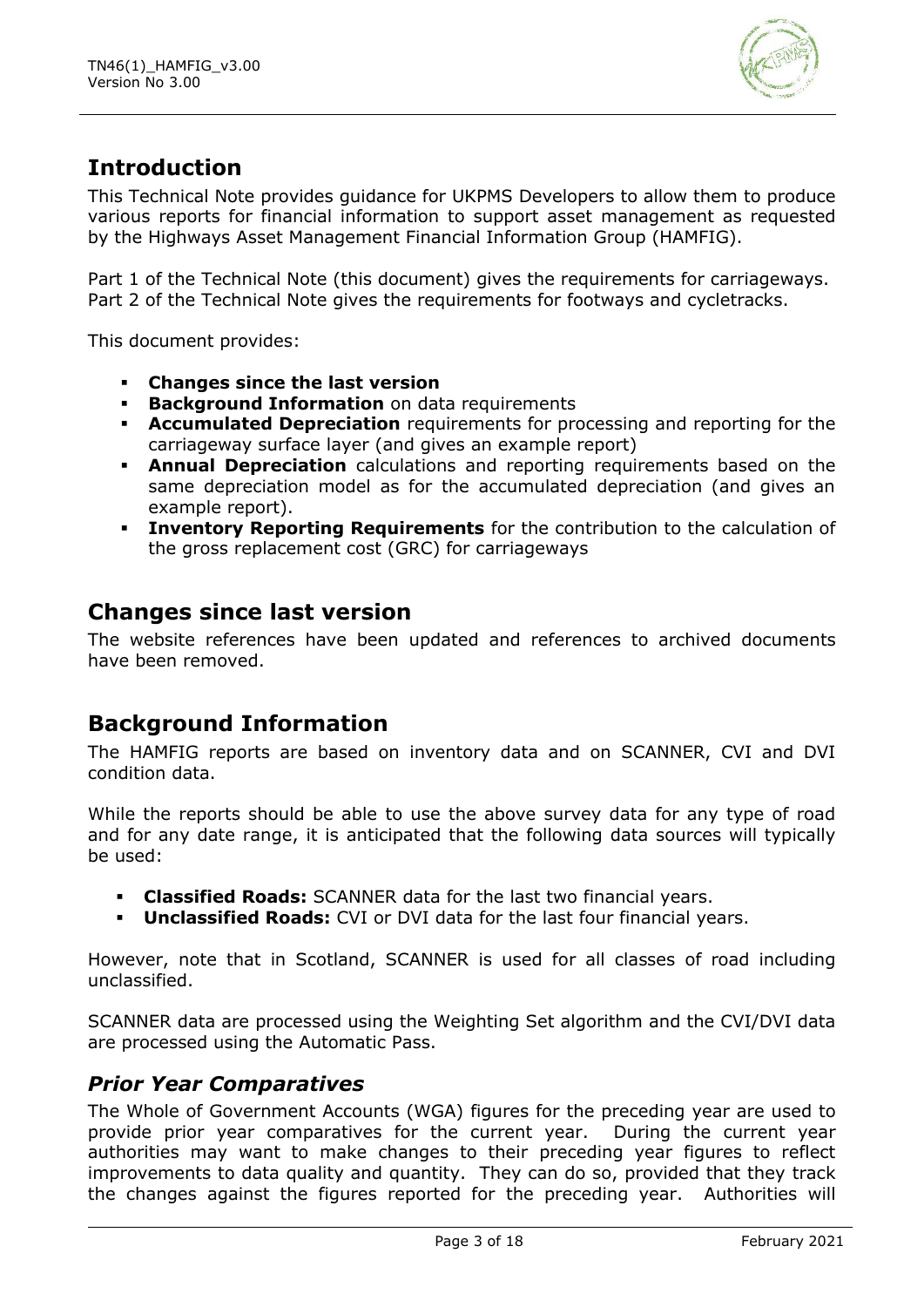# Introduction

This Technical Note provides guidance for UKPMS Developers to allow them to produce various reports for financial information to support asset management as requested by the Highways Asset Management Financial Information Group (HAMFIG).

Part 1 of the Technical Note (this document) gives the requirements for carriageways. Part 2 of the Technical Note gives the requirements for footways and cycletracks.

This document provides:

- **Changes since the last version**
- **Background Information** on data requirements
- **Accumulated Depreciation** requirements for processing and reporting for the carriageway surface layer (and gives an example report)
- **Annual Depreciation** calculations and reporting requirements based on the same depreciation model as for the accumulated depreciation (and gives an example report).
- **Inventory Reporting Requirements** for the contribution to the calculation of the gross replacement cost (GRC) for carriageways

# Changes since last version

The website references have been updated and references to archived documents have been removed.

# Background Information

The HAMFIG reports are based on inventory data and on SCANNER, CVI and DVI condition data.

While the reports should be able to use the above survey data for any type of road and for any date range, it is anticipated that the following data sources will typically be used:

- **Classified Roads:** SCANNER data for the last two financial years.
- **Unclassified Roads:** CVI or DVI data for the last four financial years.

However, note that in Scotland, SCANNER is used for all classes of road including unclassified.

SCANNER data are processed using the Weighting Set algorithm and the CVI/DVI data are processed using the Automatic Pass.

## *Prior Year Comparatives*

The Whole of Government Accounts (WGA) figures for the preceding year are used to provide prior year comparatives for the current year. During the current year authorities may want to make changes to their preceding year figures to reflect improvements to data quality and quantity. They can do so, provided that they track the changes against the figures reported for the preceding year. Authorities will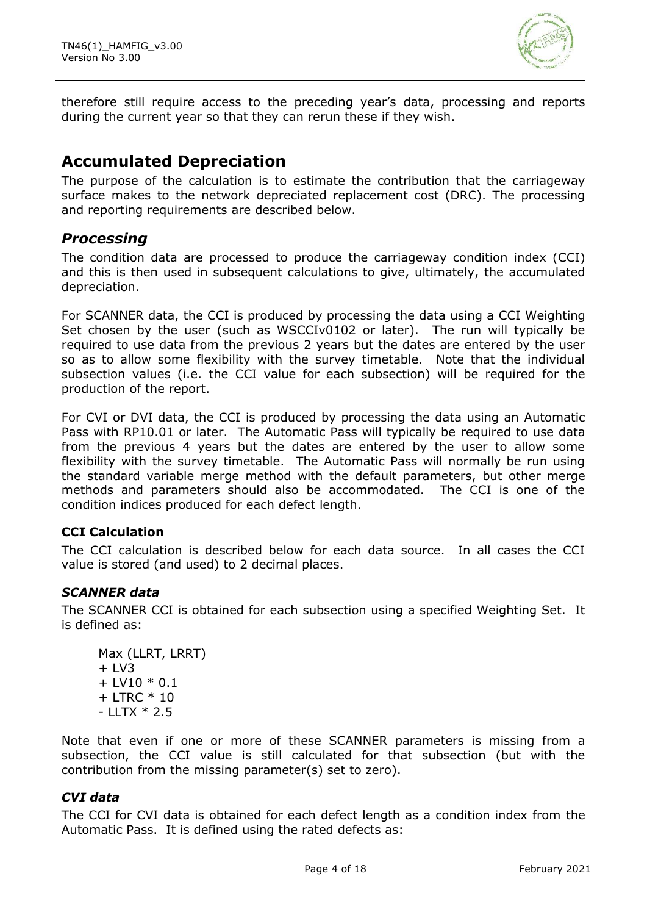therefore still require access to the preceding year's data, processing and reports during the current year so that they can rerun these if they wish.

## Accumulated Depreciation

The purpose of the calculation is to estimate the contribution that the carriageway surface makes to the network depreciated replacement cost (DRC). The processing and reporting requirements are described below.

### *Processing*

The condition data are processed to produce the carriageway condition index (CCI) and this is then used in subsequent calculations to give, ultimately, the accumulated depreciation.

For SCANNER data, the CCI is produced by processing the data using a CCI Weighting Set chosen by the user (such as WSCCIv0102 or later). The run will typically be required to use data from the previous 2 years but the dates are entered by the user so as to allow some flexibility with the survey timetable. Note that the individual subsection values (i.e. the CCI value for each subsection) will be required for the production of the report.

For CVI or DVI data, the CCI is produced by processing the data using an Automatic Pass with RP10.01 or later. The Automatic Pass will typically be required to use data from the previous 4 years but the dates are entered by the user to allow some flexibility with the survey timetable. The Automatic Pass will normally be run using the standard variable merge method with the default parameters, but other merge methods and parameters should also be accommodated. The CCI is one of the condition indices produced for each defect length.

#### **CCI Calculation**

The CCI calculation is described below for each data source. In all cases the CCI value is stored (and used) to 2 decimal places.

#### *SCANNER data*

The SCANNER CCI is obtained for each subsection using a specified Weighting Set. It is defined as:

```
Max (LLRT, LRRT)
+ LV3
+ LV10 * 0.1
+ LTRC * 10
- LLTX * 2.5
```

Note that even if one or more of these SCANNER parameters is missing from a subsection, the CCI value is still calculated for that subsection (but with the contribution from the missing parameter(s) set to zero).

#### *CVI data*

The CCI for CVI data is obtained for each defect length as a condition index from the Automatic Pass. It is defined using the rated defects as: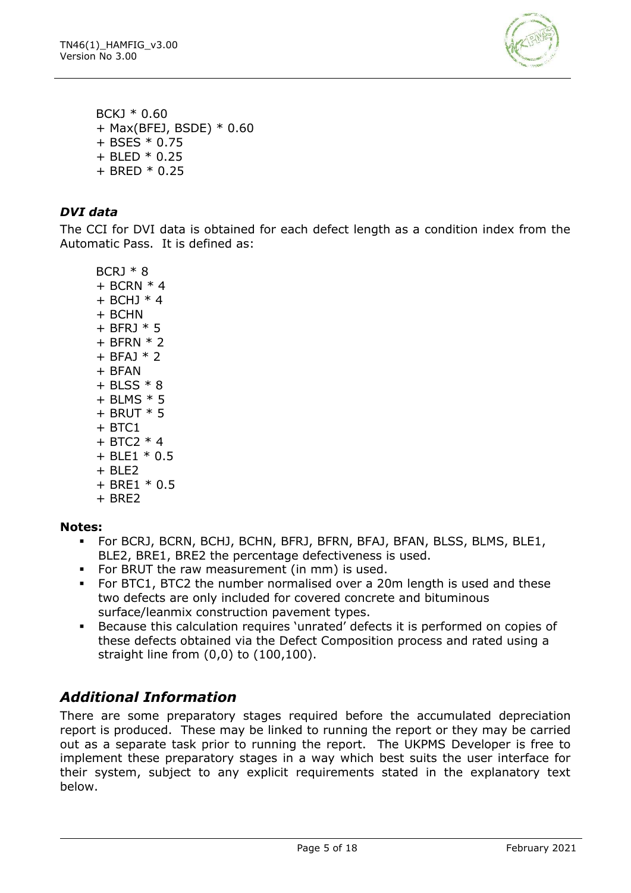BCKJ * 0.60
+ Max(BFEJ, BSDE) * 0.60
+ BSES * 0.75
+ BLED * 0.25
+ BRED * 0.25

### *DVI data*

The CCI for DVI data is obtained for each defect length as a condition index from the Automatic Pass. It is defined as:

BCRJ * 8
+ BCRN * 4
+ BCHJ * 4
+ BCHN
+ BFRJ * 5
+ BFRN * 2
+ BFAJ * 2
+ BFAN
+ BLSS * 8
+ BLMS * 5
+ BRUT * 5
+ BTC1
+ BTC2 * 4
+ BLE1 * 0.5
+ BLE2
+ BRE1 * 0.5
+ BRE2

**Notes:**

- For BCRJ, BCRN, BCHJ, BCHN, BFRJ, BFRN, BFAJ, BFAN, BLSS, BLMS, BLE1, BLE2, BRE1, BRE2 the percentage defectiveness is used.
- For BRUT the raw measurement (in mm) is used.
- For BTC1, BTC2 the number normalised over a 20m length is used and these two defects are only included for covered concrete and bituminous surface/leanmix construction pavement types.
- Because this calculation requires 'unrated' defects it is performed on copies of these defects obtained via the Defect Composition process and rated using a straight line from (0,0) to (100,100).

## *Additional Information*

There are some preparatory stages required before the accumulated depreciation report is produced. These may be linked to running the report or they may be carried out as a separate task prior to running the report. The UKPMS Developer is free to implement these preparatory stages in a way which best suits the user interface for their system, subject to any explicit requirements stated in the explanatory text below.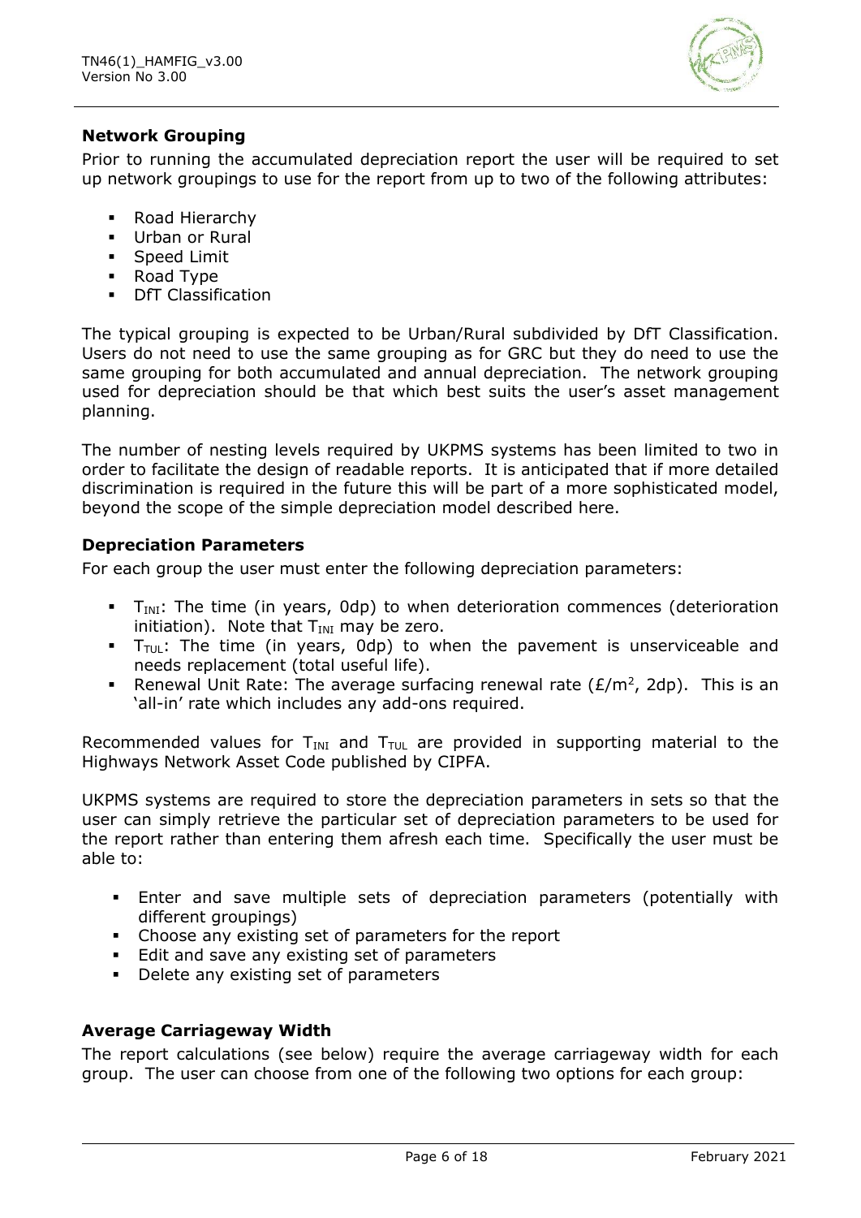### Network Grouping

Prior to running the accumulated depreciation report the user will be required to set up network groupings to use for the report from up to two of the following attributes:

- Road Hierarchy
- Urban or Rural
- Speed Limit
- Road Type
- DfT Classification

The typical grouping is expected to be Urban/Rural subdivided by DfT Classification. Users do not need to use the same grouping as for GRC but they do need to use the same grouping for both accumulated and annual depreciation. The network grouping used for depreciation should be that which best suits the user's asset management planning.

The number of nesting levels required by UKPMS systems has been limited to two in order to facilitate the design of readable reports. It is anticipated that if more detailed discrimination is required in the future this will be part of a more sophisticated model, beyond the scope of the simple depreciation model described here.

### Depreciation Parameters

For each group the user must enter the following depreciation parameters:

- $T_{INI}$: The time (in years, 0dp) to when deterioration commences (deterioration initiation). Note that $T_{INI}$ may be zero.
- $T_{TUL}$: The time (in years, 0dp) to when the pavement is unserviceable and needs replacement (total useful life).
- Renewal Unit Rate: The average surfacing renewal rate (£/m$^2$, 2dp). This is an 'all-in' rate which includes any add-ons required.

Recommended values for $T_{INI}$ and $T_{TUL}$ are provided in supporting material to the Highways Network Asset Code published by CIPFA.

UKPMS systems are required to store the depreciation parameters in sets so that the user can simply retrieve the particular set of depreciation parameters to be used for the report rather than entering them afresh each time. Specifically the user must be able to:

- Enter and save multiple sets of depreciation parameters (potentially with different groupings)
- Choose any existing set of parameters for the report
- Edit and save any existing set of parameters
- Delete any existing set of parameters

### Average Carriageway Width

The report calculations (see below) require the average carriageway width for each group. The user can choose from one of the following two options for each group: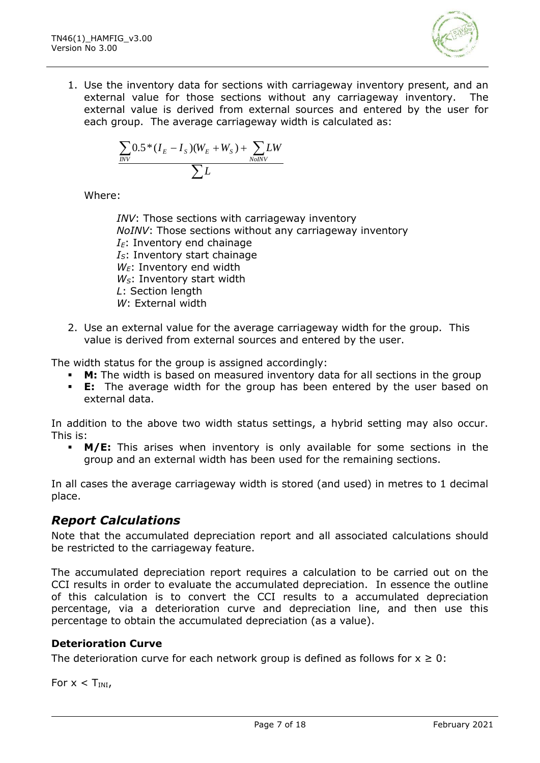1. Use the inventory data for sections with carriageway inventory present, and an external value for those sections without any carriageway inventory. The external value is derived from external sources and entered by the user for each group. The average carriageway width is calculated as:

$$\frac{\sum_{INV} 0.5*(I_E - I_S)(W_E + W_S) + \sum_{NoINV} LW}{\sum L}$$

   Where:

   *INV*: Those sections with carriageway inventory
   *NoINV*: Those sections without any carriageway inventory
   $I_E$: Inventory end chainage
   $I_S$: Inventory start chainage
   $W_E$: Inventory end width
   $W_S$: Inventory start width
   $L$: Section length
   $W$: External width

2. Use an external value for the average carriageway width for the group. This value is derived from external sources and entered by the user.

The width status for the group is assigned accordingly:

- **M:** The width is based on measured inventory data for all sections in the group
- **E:** The average width for the group has been entered by the user based on external data.

In addition to the above two width status settings, a hybrid setting may also occur. This is:

- **M/E:** This arises when inventory is only available for some sections in the group and an external width has been used for the remaining sections.

In all cases the average carriageway width is stored (and used) in metres to 1 decimal place.

## *Report Calculations*

Note that the accumulated depreciation report and all associated calculations should be restricted to the carriageway feature.

The accumulated depreciation report requires a calculation to be carried out on the CCI results in order to evaluate the accumulated depreciation. In essence the outline of this calculation is to convert the CCI results to a accumulated depreciation percentage, via a deterioration curve and depreciation line, and then use this percentage to obtain the accumulated depreciation (as a value).

### Deterioration Curve

The deterioration curve for each network group is defined as follows for $x \geq 0$:

For $x < T_{INI}$,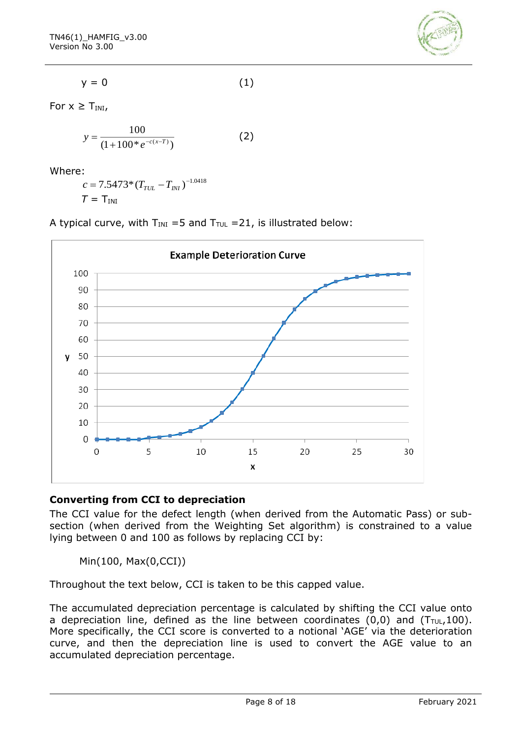$$y = 0 \qquad (1)$$

For $x \geq T_{INI}$,

$$y = \frac{100}{(1 + 100 * e^{-c(x-T)})} \qquad (2)$$

Where:

$$c = 7.5473 * (T_{TUL} - T_{INI})^{-1.0418}$$

$$T = T_{INI}$$

A typical curve, with $T_{INI} = 5$ and $T_{TUL} = 21$, is illustrated below:

## Converting from CCI to depreciation

The CCI value for the defect length (when derived from the Automatic Pass) or sub-section (when derived from the Weighting Set algorithm) is constrained to a value lying between 0 and 100 as follows by replacing CCI by:

Min(100, Max(0,CCI))

Throughout the text below, CCI is taken to be this capped value.

The accumulated depreciation percentage is calculated by shifting the CCI value onto a depreciation line, defined as the line between coordinates (0,0) and ($T_{TUL}$,100). More specifically, the CCI score is converted to a notional 'AGE' via the deterioration curve, and then the depreciation line is used to convert the AGE value to an accumulated depreciation percentage.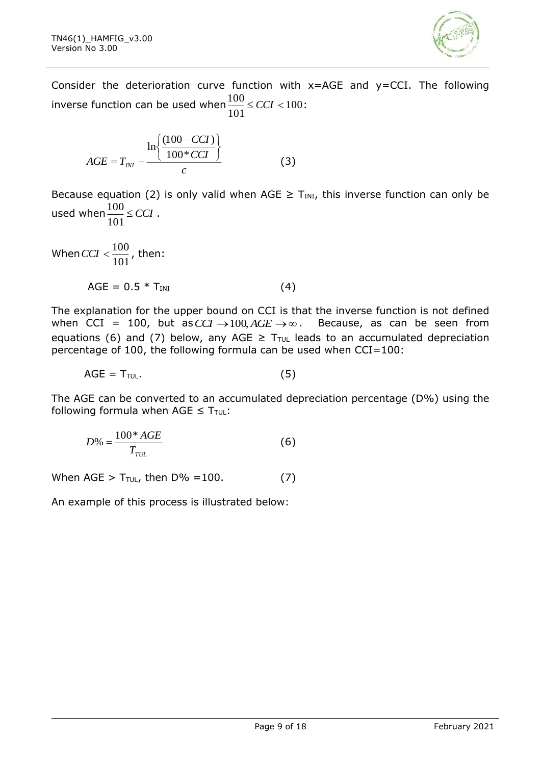Consider the deterioration curve function with x=AGE and y=CCI. The following inverse function can be used when $\frac{100}{101} \leq CCI < 100$:

$$AGE = T_{INI} - \frac{\ln\left\{\frac{(100 - CCI)}{100 * CCI}\right\}}{c} \qquad (3)$$

Because equation (2) is only valid when AGE ≥ $T_{INI}$, this inverse function can only be used when $\frac{100}{101} \leq CCI$ .

When $CCI < \frac{100}{101}$, then:

$$AGE = 0.5 * T_{INI} \qquad (4)$$

The explanation for the upper bound on CCI is that the inverse function is not defined when CCI = 100, but as $CCI \rightarrow 100, AGE \rightarrow \infty$. Because, as can be seen from equations (6) and (7) below, any AGE ≥ $T_{TUL}$ leads to an accumulated depreciation percentage of 100, the following formula can be used when CCI=100:

$$AGE = T_{TUL}. \qquad (5)$$

The AGE can be converted to an accumulated depreciation percentage (D%) using the following formula when AGE ≤ $T_{TUL}$:

$$D\% = \frac{100 * AGE}{T_{TUL}} \qquad (6)$$

When AGE > $T_{TUL}$, then D% =100. (7)

An example of this process is illustrated below: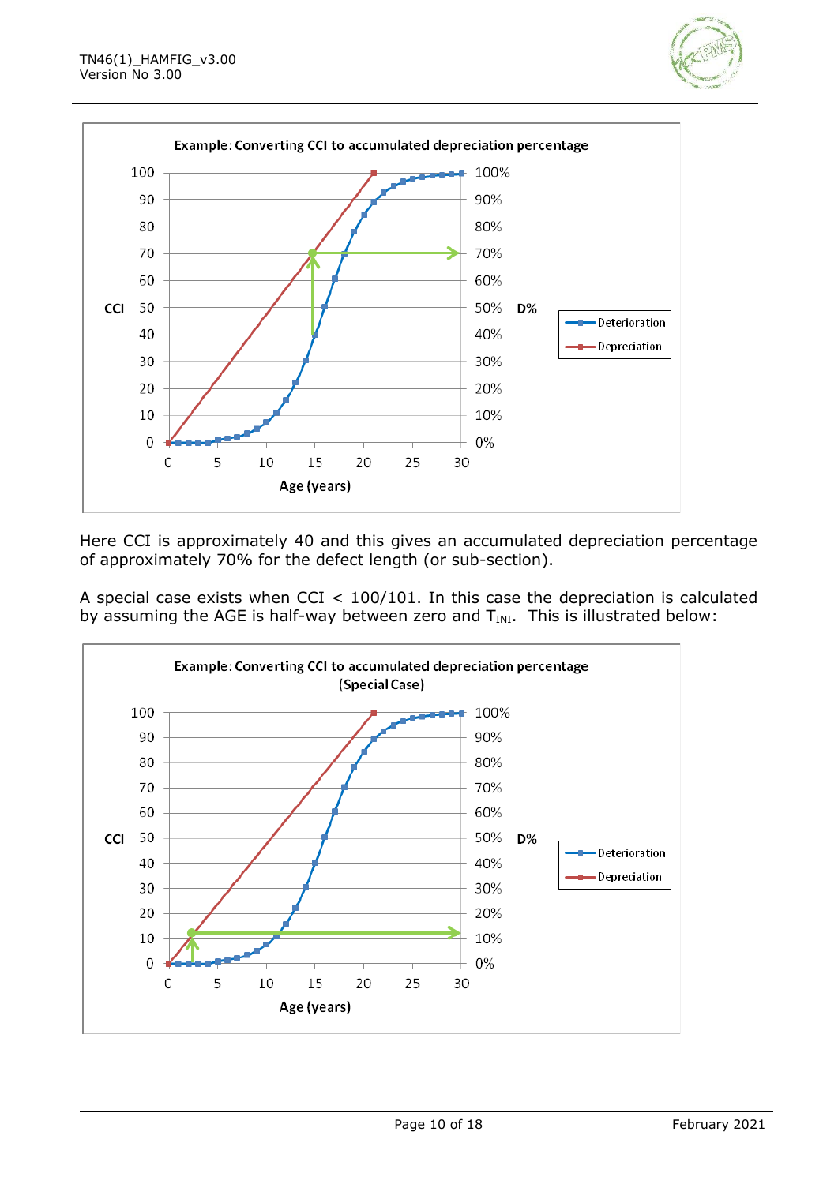Here CCI is approximately 40 and this gives an accumulated depreciation percentage of approximately 70% for the defect length (or sub-section).

A special case exists when CCI < 100/101. In this case the depreciation is calculated by assuming the AGE is half-way between zero and $T_{INI}$. This is illustrated below: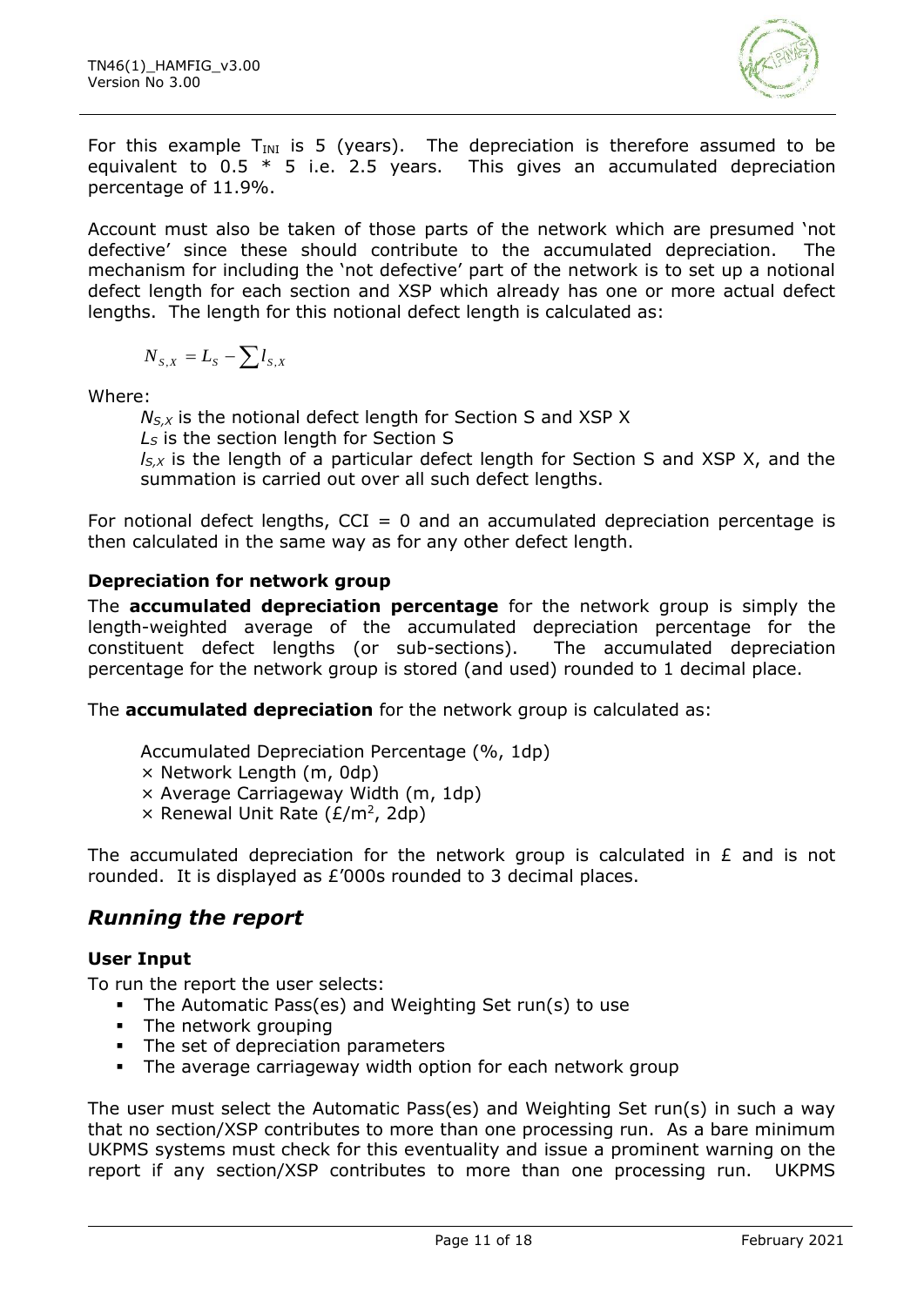For this example $T_{INI}$ is 5 (years). The depreciation is therefore assumed to be equivalent to 0.5 * 5 i.e. 2.5 years. This gives an accumulated depreciation percentage of 11.9%.

Account must also be taken of those parts of the network which are presumed 'not defective' since these should contribute to the accumulated depreciation. The mechanism for including the 'not defective' part of the network is to set up a notional defect length for each section and XSP which already has one or more actual defect lengths. The length for this notional defect length is calculated as:

$$N_{S,X} = L_S - \sum l_{S,X}$$

Where:

$N_{S,X}$ is the notional defect length for Section S and XSP X
$L_S$ is the section length for Section S
$l_{S,X}$ is the length of a particular defect length for Section S and XSP X, and the summation is carried out over all such defect lengths.

For notional defect lengths, CCI = 0 and an accumulated depreciation percentage is then calculated in the same way as for any other defect length.

### Depreciation for network group

The **accumulated depreciation percentage** for the network group is simply the length-weighted average of the accumulated depreciation percentage for the constituent defect lengths (or sub-sections). The accumulated depreciation percentage for the network group is stored (and used) rounded to 1 decimal place.

The **accumulated depreciation** for the network group is calculated as:

Accumulated Depreciation Percentage (%, 1dp)
× Network Length (m, 0dp)
× Average Carriageway Width (m, 1dp)
× Renewal Unit Rate (£/m$^2$, 2dp)

The accumulated depreciation for the network group is calculated in £ and is not rounded. It is displayed as £'000s rounded to 3 decimal places.

## *Running the report*

### User Input

To run the report the user selects:

- The Automatic Pass(es) and Weighting Set run(s) to use
- The network grouping
- The set of depreciation parameters
- The average carriageway width option for each network group

The user must select the Automatic Pass(es) and Weighting Set run(s) in such a way that no section/XSP contributes to more than one processing run. As a bare minimum UKPMS systems must check for this eventuality and issue a prominent warning on the report if any section/XSP contributes to more than one processing run. UKPMS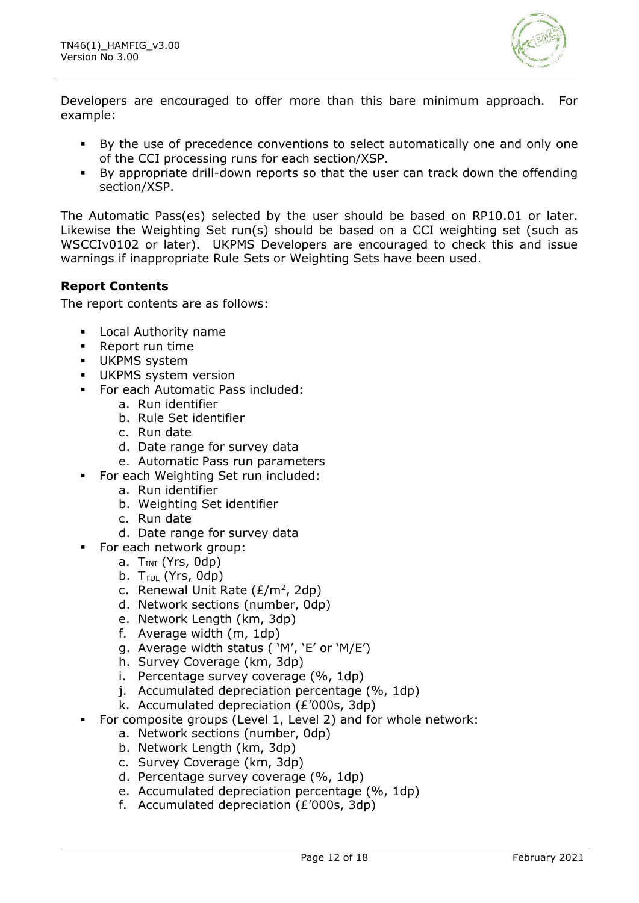Developers are encouraged to offer more than this bare minimum approach. For example:

- By the use of precedence conventions to select automatically one and only one of the CCI processing runs for each section/XSP.
- By appropriate drill-down reports so that the user can track down the offending section/XSP.

The Automatic Pass(es) selected by the user should be based on RP10.01 or later. Likewise the Weighting Set run(s) should be based on a CCI weighting set (such as WSCCIv0102 or later). UKPMS Developers are encouraged to check this and issue warnings if inappropriate Rule Sets or Weighting Sets have been used.

**Report Contents**

The report contents are as follows:

- Local Authority name
- Report run time
- UKPMS system
- UKPMS system version
- For each Automatic Pass included:
    a. Run identifier
    b. Rule Set identifier
    c. Run date
    d. Date range for survey data
    e. Automatic Pass run parameters
- For each Weighting Set run included:
    a. Run identifier
    b. Weighting Set identifier
    c. Run date
    d. Date range for survey data
- For each network group:
    a. $T_{INI}$ (Yrs, 0dp)
    b. $T_{TUL}$ (Yrs, 0dp)
    c. Renewal Unit Rate (£/m$^2$, 2dp)
    d. Network sections (number, 0dp)
    e. Network Length (km, 3dp)
    f. Average width (m, 1dp)
    g. Average width status ( 'M', 'E' or 'M/E')
    h. Survey Coverage (km, 3dp)
    i. Percentage survey coverage (%, 1dp)
    j. Accumulated depreciation percentage (%, 1dp)
    k. Accumulated depreciation (£'000s, 3dp)
- For composite groups (Level 1, Level 2) and for whole network:
    a. Network sections (number, 0dp)
    b. Network Length (km, 3dp)
    c. Survey Coverage (km, 3dp)
    d. Percentage survey coverage (%, 1dp)
    e. Accumulated depreciation percentage (%, 1dp)
    f. Accumulated depreciation (£'000s, 3dp)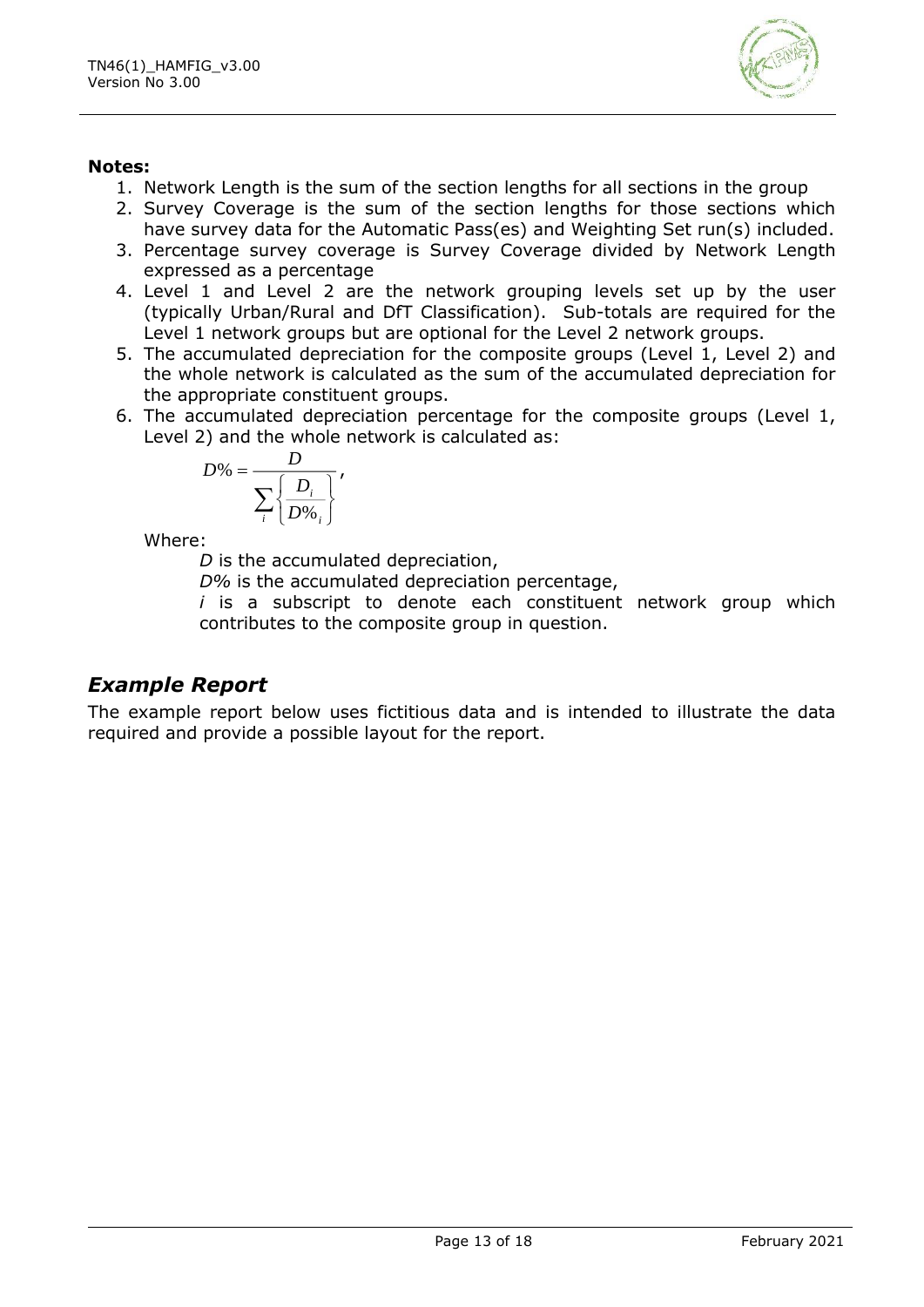**Notes:**

1. Network Length is the sum of the section lengths for all sections in the group
2. Survey Coverage is the sum of the section lengths for those sections which have survey data for the Automatic Pass(es) and Weighting Set run(s) included.
3. Percentage survey coverage is Survey Coverage divided by Network Length expressed as a percentage
4. Level 1 and Level 2 are the network grouping levels set up by the user (typically Urban/Rural and DfT Classification). Sub-totals are required for the Level 1 network groups but are optional for the Level 2 network groups.
5. The accumulated depreciation for the composite groups (Level 1, Level 2) and the whole network is calculated as the sum of the accumulated depreciation for the appropriate constituent groups.
6. The accumulated depreciation percentage for the composite groups (Level 1, Level 2) and the whole network is calculated as:

   $$D\% = \frac{D}{\sum_i \left\{ \frac{D_i}{D\%_i} \right\}},$$

   Where:

   *D* is the accumulated depreciation,

   *D%* is the accumulated depreciation percentage,

   *i* is a subscript to denote each constituent network group which contributes to the composite group in question.

## *Example Report*

The example report below uses fictitious data and is intended to illustrate the data required and provide a possible layout for the report.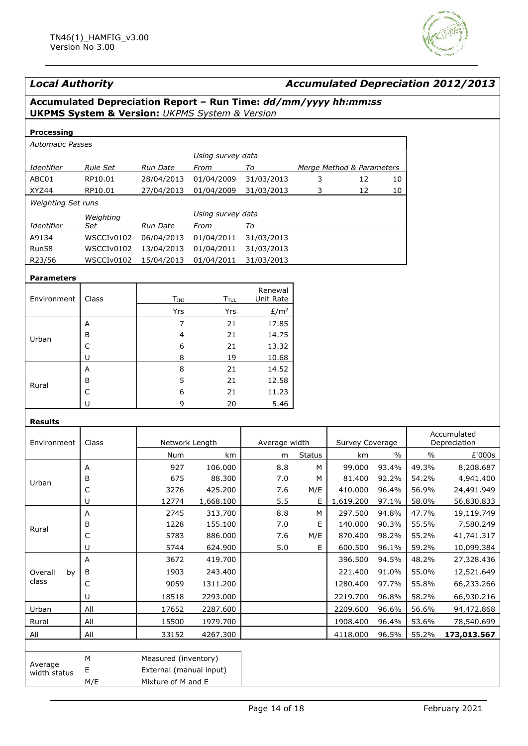## *Local Authority* — *Accumulated Depreciation 2012/2013*

### Accumulated Depreciation Report – Run Time: *dd/mm/yyyy hh:mm:ss*

**UKPMS System & Version:** *UKPMS System & Version*

**Processing**

*Automatic Passes*

| *Identifier* | *Rule Set* | *Run Date* | *Using survey data From* | *To* | *Merge Method & Parameters* | | |
|---|---|---|---|---|---|---|---|
| ABC01 | RP10.01 | 28/04/2013 | 01/04/2009 | 31/03/2013 | 3 | 12 | 10 |
| XYZ44 | RP10.01 | 27/04/2013 | 01/04/2009 | 31/03/2013 | 3 | 12 | 10 |

*Weighting Set runs*

| *Identifier* | *Weighting Set* | *Run Date* | *Using survey data From* | *To* |
|---|---|---|---|---|
| A9134 | WSCCIv0102 | 06/04/2013 | 01/04/2011 | 31/03/2013 |
| Run58 | WSCCIv0102 | 13/04/2013 | 01/04/2011 | 31/03/2013 |
| R23/56 | WSCCIv0102 | 15/04/2013 | 01/04/2011 | 31/03/2013 |

**Parameters**

| Environment | Class | $T_{INI}$ | $T_{TUL}$ | Renewal Unit Rate |
|---|---|---|---|---|
| | | Yrs | Yrs | £/m² |
| Urban | A | 7 | 21 | 17.85 |
| | B | 4 | 21 | 14.75 |
| | C | 6 | 21 | 13.32 |
| | U | 8 | 19 | 10.68 |
| Rural | A | 8 | 21 | 14.52 |
| | B | 5 | 21 | 12.58 |
| | C | 6 | 21 | 11.23 |
| | U | 9 | 20 | 5.46 |

**Results**

| Environment | Class | Network Length | | Average width | | Survey Coverage | | Accumulated Depreciation | |
|---|---|---|---|---|---|---|---|---|---|
| | | Num | km | m | Status | km | % | % | £'000s |
| Urban | A | 927 | 106.000 | 8.8 | M | 99.000 | 93.4% | 49.3% | 8,208.687 |
| | B | 675 | 88.300 | 7.0 | M | 81.400 | 92.2% | 54.2% | 4,941.400 |
| | C | 3276 | 425.200 | 7.6 | M/E | 410.000 | 96.4% | 56.9% | 24,491.949 |
| | U | 12774 | 1,668.100 | 5.5 | E | 1,619.200 | 97.1% | 58.0% | 56,830.833 |
| Rural | A | 2745 | 313.700 | 8.8 | M | 297.500 | 94.8% | 47.7% | 19,119.749 |
| | B | 1228 | 155.100 | 7.0 | E | 140.000 | 90.3% | 55.5% | 7,580.249 |
| | C | 5783 | 886.000 | 7.6 | M/E | 870.400 | 98.2% | 55.2% | 41,741.317 |
| | U | 5744 | 624.900 | 5.0 | E | 600.500 | 96.1% | 59.2% | 10,099.384 |
| Overall by class | A | 3672 | 419.700 | | | 396.500 | 94.5% | 48.2% | 27,328.436 |
| | B | 1903 | 243.400 | | | 221.400 | 91.0% | 55.0% | 12,521.649 |
| | C | 9059 | 1311.200 | | | 1280.400 | 97.7% | 55.8% | 66,233.266 |
| | U | 18518 | 2293.000 | | | 2219.700 | 96.8% | 58.2% | 66,930.216 |
| Urban | All | 17652 | 2287.600 | | | 2209.600 | 96.6% | 56.6% | 94,472.868 |
| Rural | All | 15500 | 1979.700 | | | 1908.400 | 96.4% | 53.6% | 78,540.699 |
| All | All | 33152 | 4267.300 | | | 4118.000 | 96.5% | 55.2% | **173,013.567** |

| Average width status | | |
|---|---|---|
| | M | Measured (inventory) |
| | E | External (manual input) |
| | M/E | Mixture of M and E |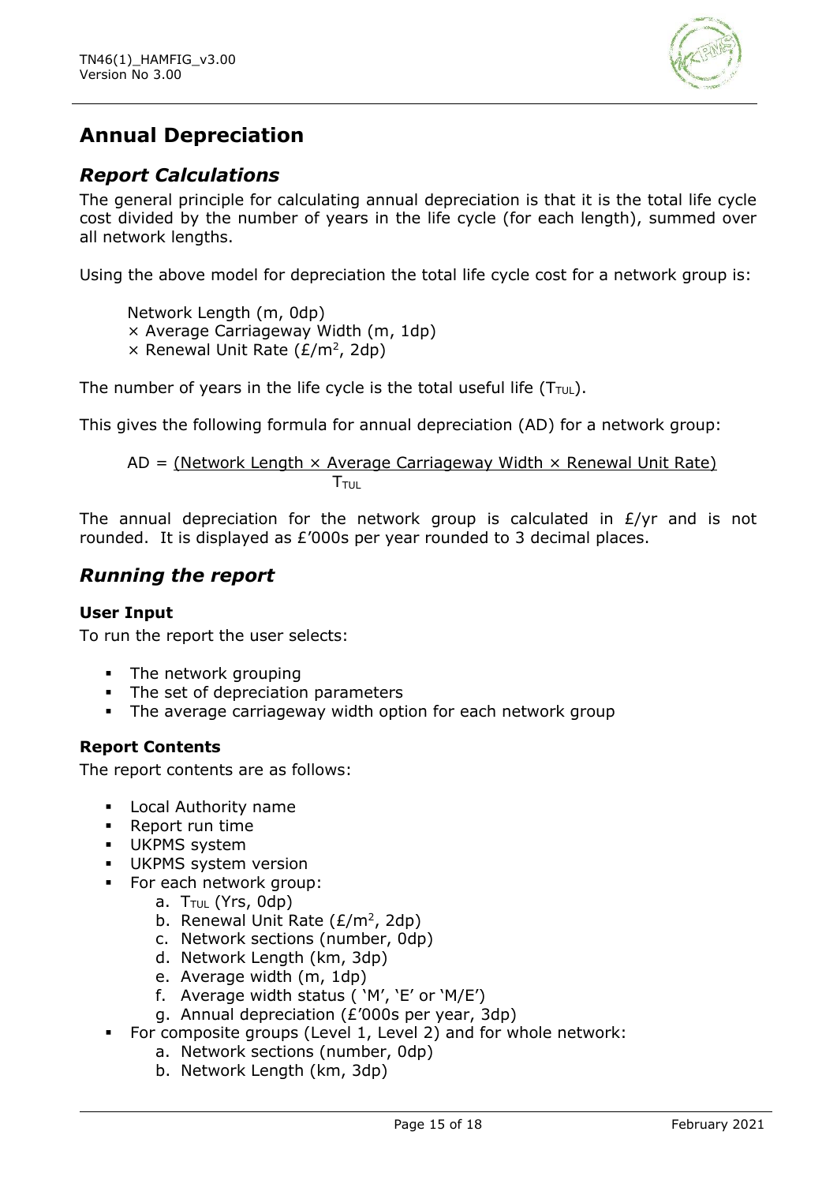# Annual Depreciation

## *Report Calculations*

The general principle for calculating annual depreciation is that it is the total life cycle cost divided by the number of years in the life cycle (for each length), summed over all network lengths.

Using the above model for depreciation the total life cycle cost for a network group is:

> Network Length (m, 0dp)
> × Average Carriageway Width (m, 1dp)
> × Renewal Unit Rate (£/m², 2dp)

The number of years in the life cycle is the total useful life ($T_{TUL}$).

This gives the following formula for annual depreciation (AD) for a network group:

$$AD = \frac{(\text{Network Length} \times \text{Average Carriageway Width} \times \text{Renewal Unit Rate})}{T_{TUL}}$$

The annual depreciation for the network group is calculated in £/yr and is not rounded. It is displayed as £'000s per year rounded to 3 decimal places.

## *Running the report*

### User Input

To run the report the user selects:

- The network grouping
- The set of depreciation parameters
- The average carriageway width option for each network group

### Report Contents

The report contents are as follows:

- Local Authority name
- Report run time
- UKPMS system
- UKPMS system version
- For each network group:
    a. $T_{TUL}$ (Yrs, 0dp)
    b. Renewal Unit Rate (£/m², 2dp)
    c. Network sections (number, 0dp)
    d. Network Length (km, 3dp)
    e. Average width (m, 1dp)
    f. Average width status ( 'M', 'E' or 'M/E')
    g. Annual depreciation (£'000s per year, 3dp)
- For composite groups (Level 1, Level 2) and for whole network:
    a. Network sections (number, 0dp)
    b. Network Length (km, 3dp)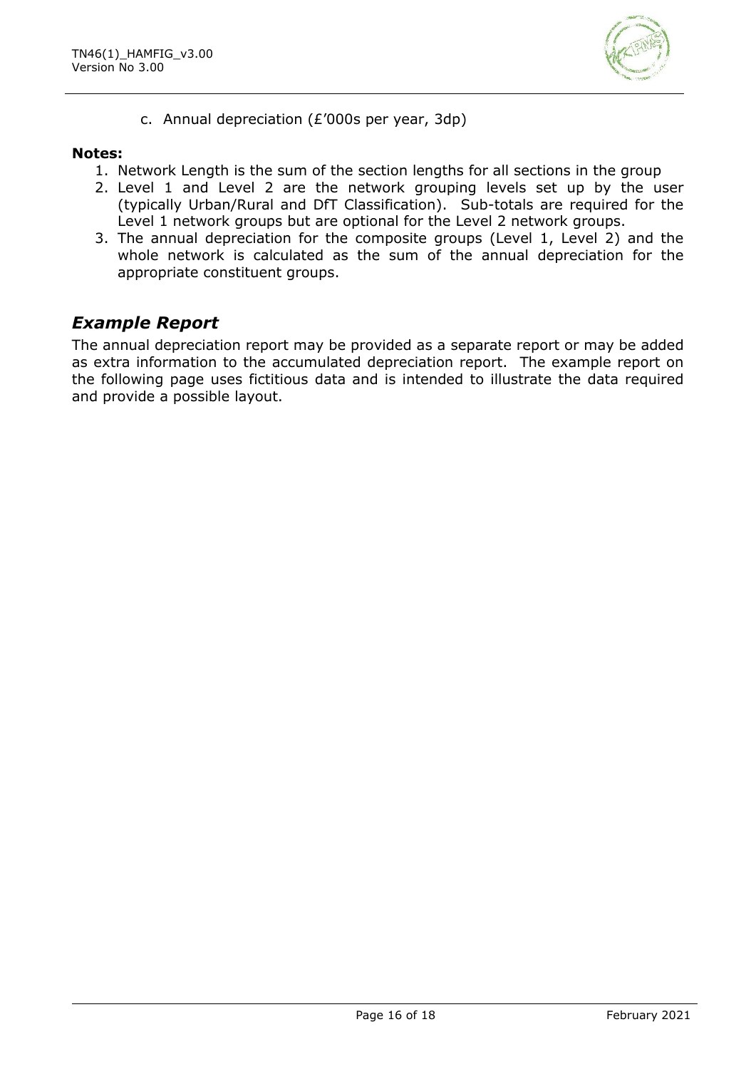c. Annual depreciation (£'000s per year, 3dp)

**Notes:**

1. Network Length is the sum of the section lengths for all sections in the group
2. Level 1 and Level 2 are the network grouping levels set up by the user (typically Urban/Rural and DfT Classification). Sub-totals are required for the Level 1 network groups but are optional for the Level 2 network groups.
3. The annual depreciation for the composite groups (Level 1, Level 2) and the whole network is calculated as the sum of the annual depreciation for the appropriate constituent groups.

## *Example Report*

The annual depreciation report may be provided as a separate report or may be added as extra information to the accumulated depreciation report. The example report on the following page uses fictitious data and is intended to illustrate the data required and provide a possible layout.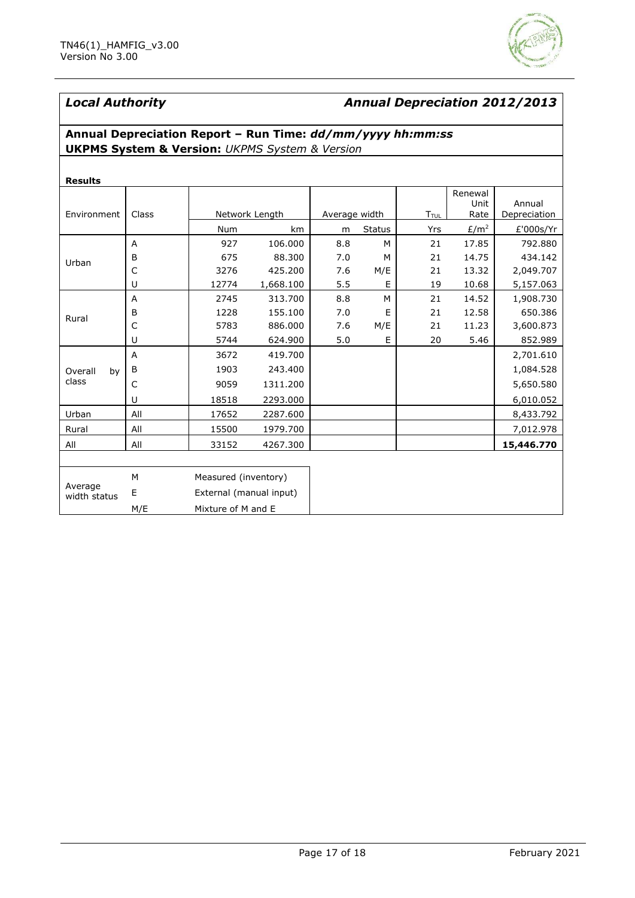*Local Authority* | *Annual Depreciation 2012/2013*

**Annual Depreciation Report – Run Time: *dd/mm/yyyy hh:mm:ss***
**UKPMS System & Version:** *UKPMS System & Version*

**Results**

| Environment | Class | Network Length | | Average width | | $T_{TUL}$ | Renewal Unit Rate | Annual Depreciation |
|---|---|---|---|---|---|---|---|---|
| | | Num | km | m | Status | Yrs | £/m² | £'000s/Yr |
| Urban | A | 927 | 106.000 | 8.8 | M | 21 | 17.85 | 792.880 |
| | B | 675 | 88.300 | 7.0 | M | 21 | 14.75 | 434.142 |
| | C | 3276 | 425.200 | 7.6 | M/E | 21 | 13.32 | 2,049.707 |
| | U | 12774 | 1,668.100 | 5.5 | E | 19 | 10.68 | 5,157.063 |
| Rural | A | 2745 | 313.700 | 8.8 | M | 21 | 14.52 | 1,908.730 |
| | B | 1228 | 155.100 | 7.0 | E | 21 | 12.58 | 650.386 |
| | C | 5783 | 886.000 | 7.6 | M/E | 21 | 11.23 | 3,600.873 |
| | U | 5744 | 624.900 | 5.0 | E | 20 | 5.46 | 852.989 |
| Overall by class | A | 3672 | 419.700 | | | | | 2,701.610 |
| | B | 1903 | 243.400 | | | | | 1,084.528 |
| | C | 9059 | 1311.200 | | | | | 5,650.580 |
| | U | 18518 | 2293.000 | | | | | 6,010.052 |
| Urban | All | 17652 | 2287.600 | | | | | 8,433.792 |
| Rural | All | 15500 | 1979.700 | | | | | 7,012.978 |
| All | All | 33152 | 4267.300 | | | | | **15,446.770** |

| Average width status | | |
|---|---|---|
| | M | Measured (inventory) |
| | E | External (manual input) |
| | M/E | Mixture of M and E |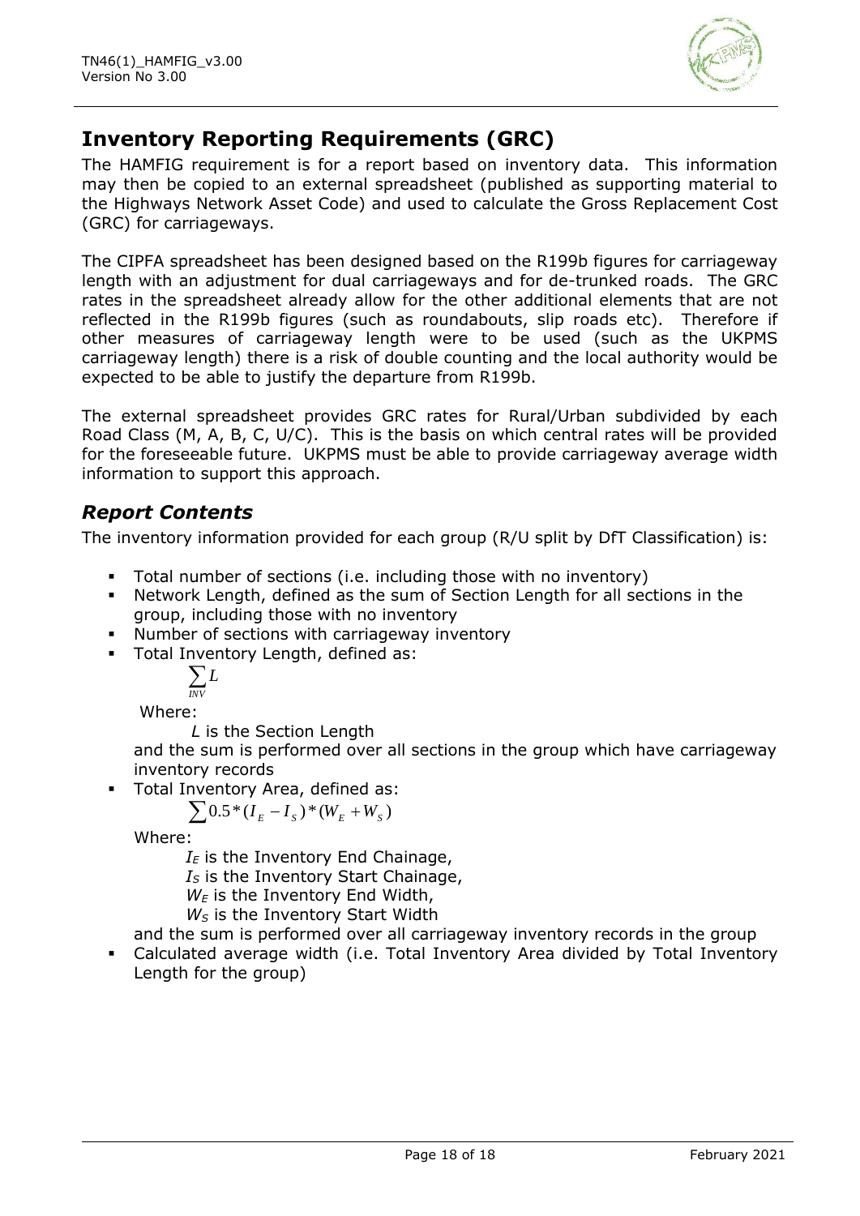## Inventory Reporting Requirements (GRC)

The HAMFIG requirement is for a report based on inventory data. This information may then be copied to an external spreadsheet (published as supporting material to the Highways Network Asset Code) and used to calculate the Gross Replacement Cost (GRC) for carriageways.

The CIPFA spreadsheet has been designed based on the R199b figures for carriageway length with an adjustment for dual carriageways and for de-trunked roads. The GRC rates in the spreadsheet already allow for the other additional elements that are not reflected in the R199b figures (such as roundabouts, slip roads etc). Therefore if other measures of carriageway length were to be used (such as the UKPMS carriageway length) there is a risk of double counting and the local authority would be expected to be able to justify the departure from R199b.

The external spreadsheet provides GRC rates for Rural/Urban subdivided by each Road Class (M, A, B, C, U/C). This is the basis on which central rates will be provided for the foreseeable future. UKPMS must be able to provide carriageway average width information to support this approach.

### *Report Contents*

The inventory information provided for each group (R/U split by DfT Classification) is:

- Total number of sections (i.e. including those with no inventory)
- Network Length, defined as the sum of Section Length for all sections in the group, including those with no inventory
- Number of sections with carriageway inventory
- Total Inventory Length, defined as:

  $$\sum_{INV} L$$

  Where:

  $L$ is the Section Length

  and the sum is performed over all sections in the group which have carriageway inventory records
- Total Inventory Area, defined as:

  $$\sum 0.5 * (I_E - I_S) * (W_E + W_S)$$

  Where:

  $I_E$ is the Inventory End Chainage,
  $I_S$ is the Inventory Start Chainage,
  $W_E$ is the Inventory End Width,
  $W_S$ is the Inventory Start Width

  and the sum is performed over all carriageway inventory records in the group
- Calculated average width (i.e. Total Inventory Area divided by Total Inventory Length for the group)